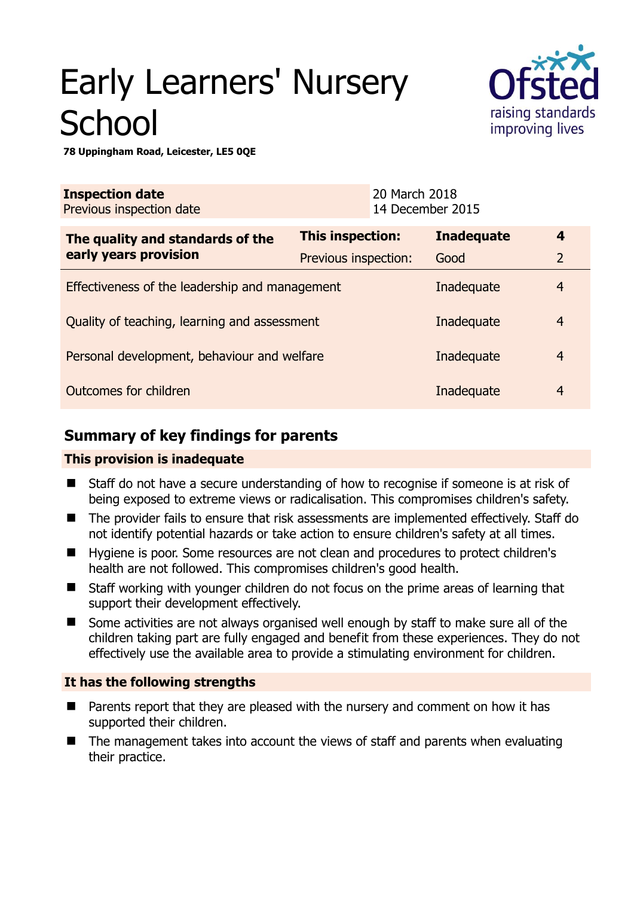# Early Learners' Nursery School

**78 Uppingham Road, Leicester, LE5 0QE**

| **Inspection date** | 20 March 2018 |
|---|---|
| Previous inspection date | 14 December 2015 |

| **The quality and standards of the early years provision** | **This inspection:** | **Inadequate** | **4** |
|---|---|---|---|
| | Previous inspection: | Good | 2 |
| Effectiveness of the leadership and management | | Inadequate | 4 |
| Quality of teaching, learning and assessment | | Inadequate | 4 |
| Personal development, behaviour and welfare | | Inadequate | 4 |
| Outcomes for children | | Inadequate | 4 |

## Summary of key findings for parents

**This provision is inadequate**

- Staff do not have a secure understanding of how to recognise if someone is at risk of being exposed to extreme views or radicalisation. This compromises children's safety.
- The provider fails to ensure that risk assessments are implemented effectively. Staff do not identify potential hazards or take action to ensure children's safety at all times.
- Hygiene is poor. Some resources are not clean and procedures to protect children's health are not followed. This compromises children's good health.
- Staff working with younger children do not focus on the prime areas of learning that support their development effectively.
- Some activities are not always organised well enough by staff to make sure all of the children taking part are fully engaged and benefit from these experiences. They do not effectively use the available area to provide a stimulating environment for children.

**It has the following strengths**

- Parents report that they are pleased with the nursery and comment on how it has supported their children.
- The management takes into account the views of staff and parents when evaluating their practice.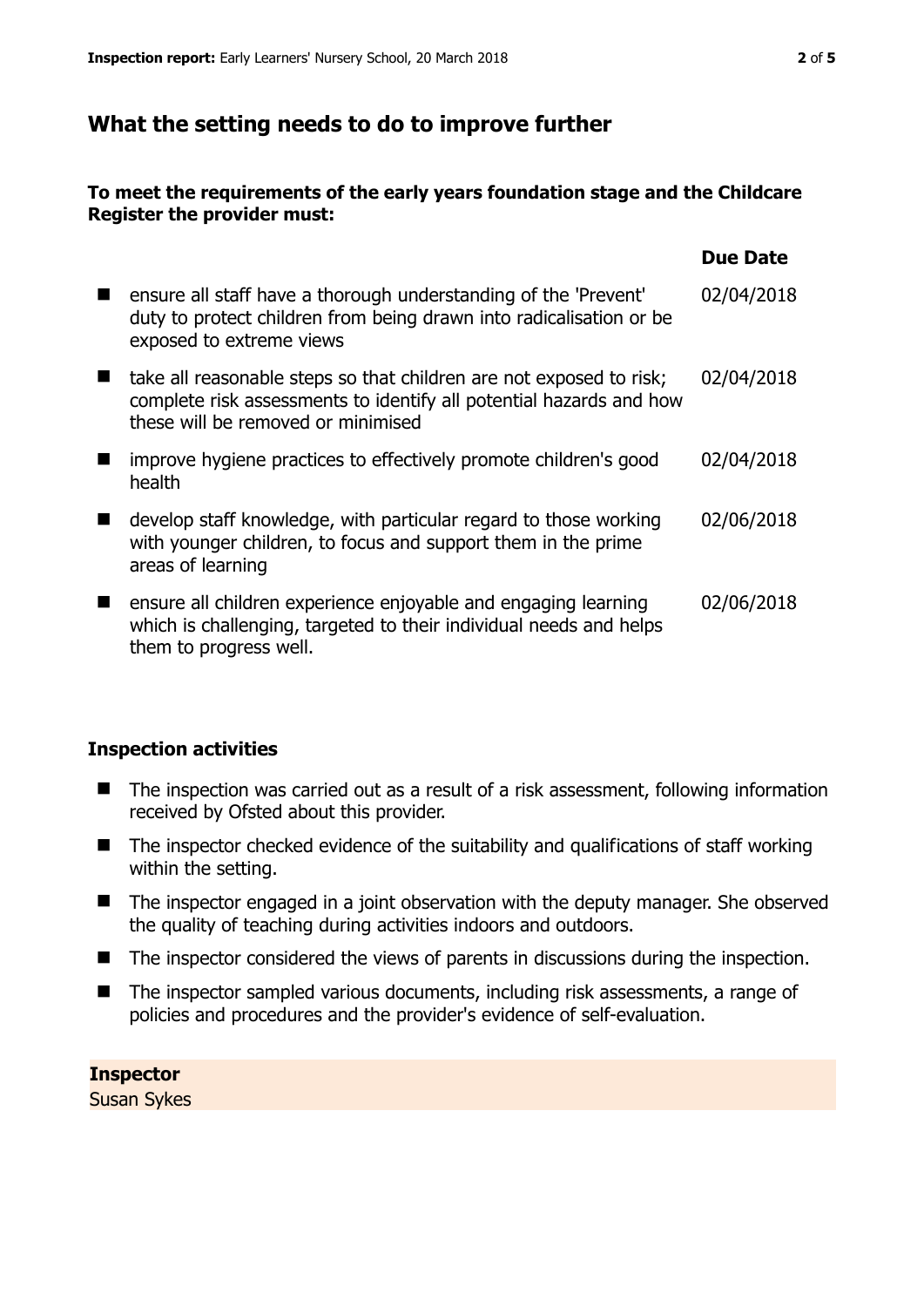## What the setting needs to do to improve further

**To meet the requirements of the early years foundation stage and the Childcare Register the provider must:**

| | Due Date |
|---|---|
| ensure all staff have a thorough understanding of the 'Prevent' duty to protect children from being drawn into radicalisation or be exposed to extreme views | 02/04/2018 |
| take all reasonable steps so that children are not exposed to risk; complete risk assessments to identify all potential hazards and how these will be removed or minimised | 02/04/2018 |
| improve hygiene practices to effectively promote children's good health | 02/04/2018 |
| develop staff knowledge, with particular regard to those working with younger children, to focus and support them in the prime areas of learning | 02/06/2018 |
| ensure all children experience enjoyable and engaging learning which is challenging, targeted to their individual needs and helps them to progress well. | 02/06/2018 |

### Inspection activities

- The inspection was carried out as a result of a risk assessment, following information received by Ofsted about this provider.
- The inspector checked evidence of the suitability and qualifications of staff working within the setting.
- The inspector engaged in a joint observation with the deputy manager. She observed the quality of teaching during activities indoors and outdoors.
- The inspector considered the views of parents in discussions during the inspection.
- The inspector sampled various documents, including risk assessments, a range of policies and procedures and the provider's evidence of self-evaluation.

**Inspector**
Susan Sykes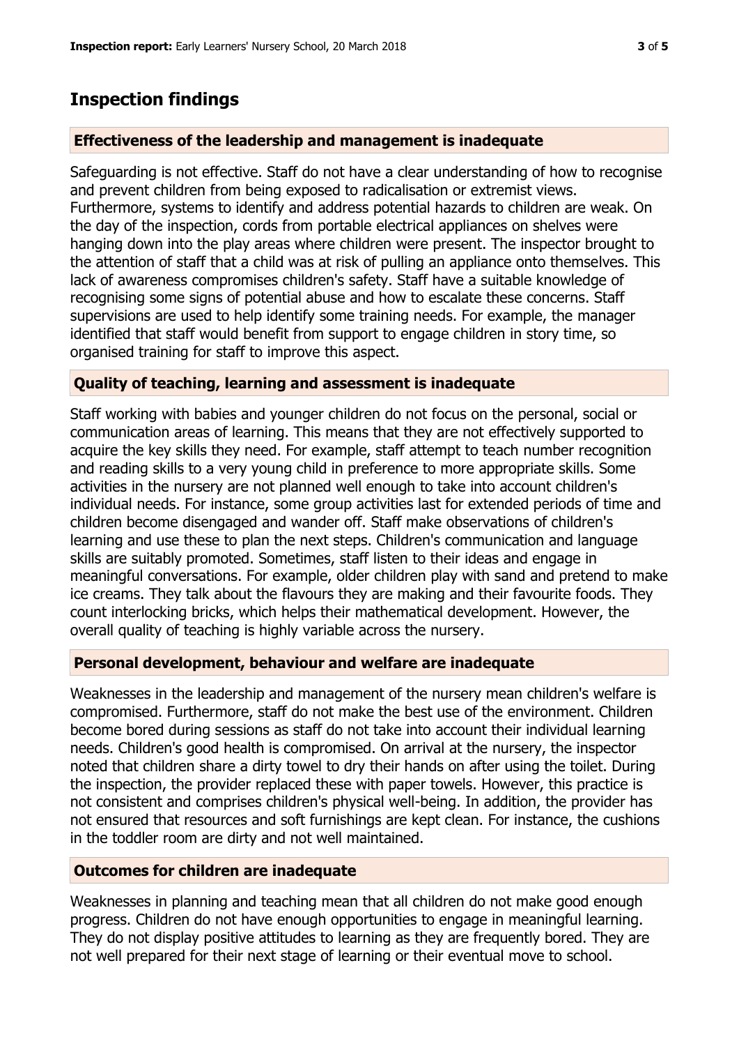## Inspection findings

### Effectiveness of the leadership and management is inadequate

Safeguarding is not effective. Staff do not have a clear understanding of how to recognise and prevent children from being exposed to radicalisation or extremist views. Furthermore, systems to identify and address potential hazards to children are weak. On the day of the inspection, cords from portable electrical appliances on shelves were hanging down into the play areas where children were present. The inspector brought to the attention of staff that a child was at risk of pulling an appliance onto themselves. This lack of awareness compromises children's safety. Staff have a suitable knowledge of recognising some signs of potential abuse and how to escalate these concerns. Staff supervisions are used to help identify some training needs. For example, the manager identified that staff would benefit from support to engage children in story time, so organised training for staff to improve this aspect.

### Quality of teaching, learning and assessment is inadequate

Staff working with babies and younger children do not focus on the personal, social or communication areas of learning. This means that they are not effectively supported to acquire the key skills they need. For example, staff attempt to teach number recognition and reading skills to a very young child in preference to more appropriate skills. Some activities in the nursery are not planned well enough to take into account children's individual needs. For instance, some group activities last for extended periods of time and children become disengaged and wander off. Staff make observations of children's learning and use these to plan the next steps. Children's communication and language skills are suitably promoted. Sometimes, staff listen to their ideas and engage in meaningful conversations. For example, older children play with sand and pretend to make ice creams. They talk about the flavours they are making and their favourite foods. They count interlocking bricks, which helps their mathematical development. However, the overall quality of teaching is highly variable across the nursery.

### Personal development, behaviour and welfare are inadequate

Weaknesses in the leadership and management of the nursery mean children's welfare is compromised. Furthermore, staff do not make the best use of the environment. Children become bored during sessions as staff do not take into account their individual learning needs. Children's good health is compromised. On arrival at the nursery, the inspector noted that children share a dirty towel to dry their hands on after using the toilet. During the inspection, the provider replaced these with paper towels. However, this practice is not consistent and comprises children's physical well-being. In addition, the provider has not ensured that resources and soft furnishings are kept clean. For instance, the cushions in the toddler room are dirty and not well maintained.

### Outcomes for children are inadequate

Weaknesses in planning and teaching mean that all children do not make good enough progress. Children do not have enough opportunities to engage in meaningful learning. They do not display positive attitudes to learning as they are frequently bored. They are not well prepared for their next stage of learning or their eventual move to school.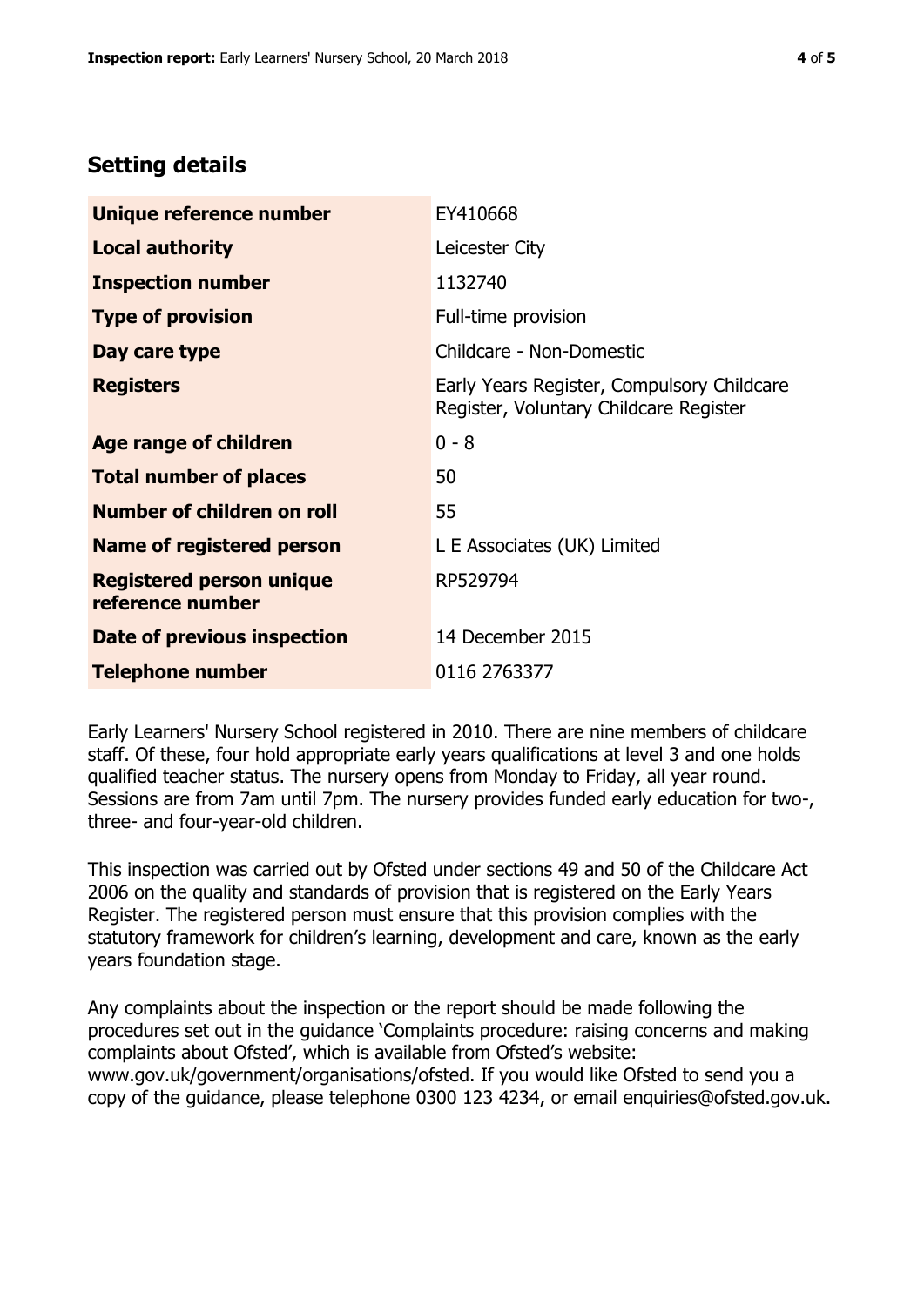## Setting details

| | |
|---|---|
| **Unique reference number** | EY410668 |
| **Local authority** | Leicester City |
| **Inspection number** | 1132740 |
| **Type of provision** | Full-time provision |
| **Day care type** | Childcare - Non-Domestic |
| **Registers** | Early Years Register, Compulsory Childcare Register, Voluntary Childcare Register |
| **Age range of children** | 0 - 8 |
| **Total number of places** | 50 |
| **Number of children on roll** | 55 |
| **Name of registered person** | L E Associates (UK) Limited |
| **Registered person unique reference number** | RP529794 |
| **Date of previous inspection** | 14 December 2015 |
| **Telephone number** | 0116 2763377 |

Early Learners' Nursery School registered in 2010. There are nine members of childcare staff. Of these, four hold appropriate early years qualifications at level 3 and one holds qualified teacher status. The nursery opens from Monday to Friday, all year round. Sessions are from 7am until 7pm. The nursery provides funded early education for two-, three- and four-year-old children.

This inspection was carried out by Ofsted under sections 49 and 50 of the Childcare Act 2006 on the quality and standards of provision that is registered on the Early Years Register. The registered person must ensure that this provision complies with the statutory framework for children's learning, development and care, known as the early years foundation stage.

Any complaints about the inspection or the report should be made following the procedures set out in the guidance 'Complaints procedure: raising concerns and making complaints about Ofsted', which is available from Ofsted's website: www.gov.uk/government/organisations/ofsted. If you would like Ofsted to send you a copy of the guidance, please telephone 0300 123 4234, or email enquiries@ofsted.gov.uk.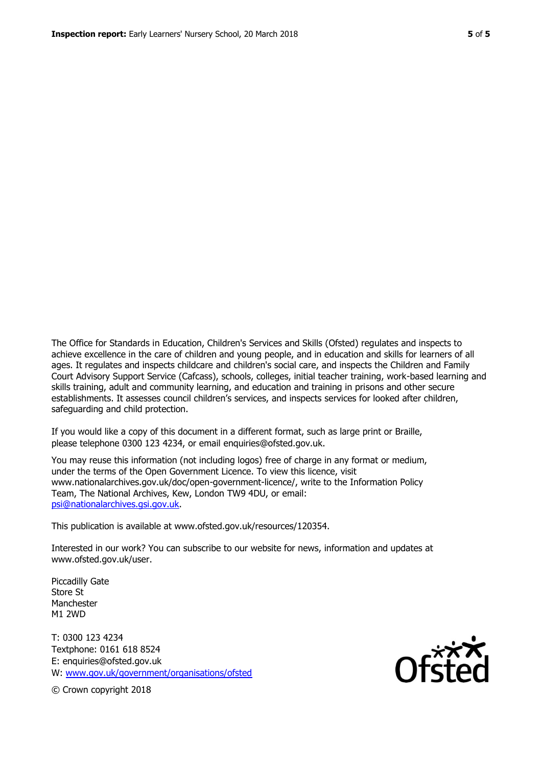The Office for Standards in Education, Children's Services and Skills (Ofsted) regulates and inspects to achieve excellence in the care of children and young people, and in education and skills for learners of all ages. It regulates and inspects childcare and children's social care, and inspects the Children and Family Court Advisory Support Service (Cafcass), schools, colleges, initial teacher training, work-based learning and skills training, adult and community learning, and education and training in prisons and other secure establishments. It assesses council children's services, and inspects services for looked after children, safeguarding and child protection.

If you would like a copy of this document in a different format, such as large print or Braille, please telephone 0300 123 4234, or email enquiries@ofsted.gov.uk.

You may reuse this information (not including logos) free of charge in any format or medium, under the terms of the Open Government Licence. To view this licence, visit www.nationalarchives.gov.uk/doc/open-government-licence/, write to the Information Policy Team, The National Archives, Kew, London TW9 4DU, or email: psi@nationalarchives.gsi.gov.uk.

This publication is available at www.ofsted.gov.uk/resources/120354.

Interested in our work? You can subscribe to our website for news, information and updates at www.ofsted.gov.uk/user.

Piccadilly Gate
Store St
Manchester
M1 2WD

T: 0300 123 4234
Textphone: 0161 618 8524
E: enquiries@ofsted.gov.uk
W: www.gov.uk/government/organisations/ofsted

© Crown copyright 2018